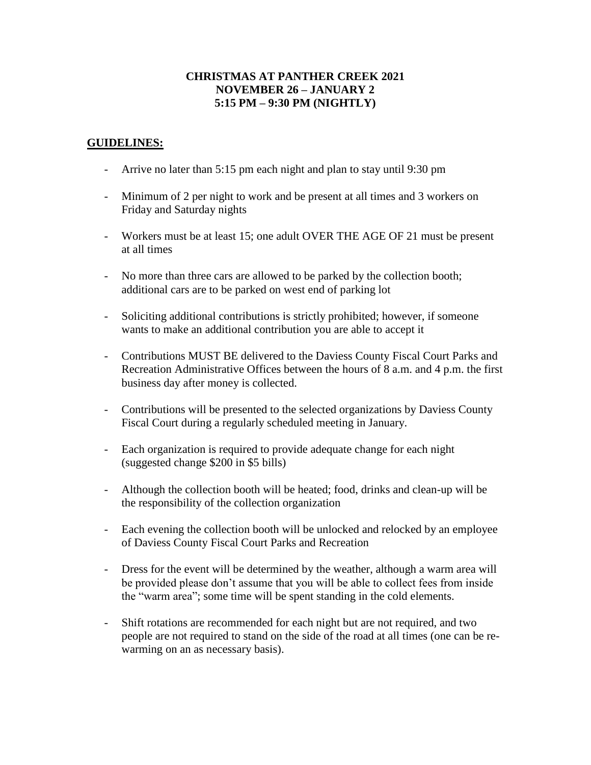# CHRISTMAS AT PANTHER CREEK 2021
# NOVEMBER 26 – JANUARY 2
# 5:15 PM – 9:30 PM (NIGHTLY)

## **GUIDELINES:**

- Arrive no later than 5:15 pm each night and plan to stay until 9:30 pm
- Minimum of 2 per night to work and be present at all times and 3 workers on Friday and Saturday nights
- Workers must be at least 15; one adult OVER THE AGE OF 21 must be present at all times
- No more than three cars are allowed to be parked by the collection booth; additional cars are to be parked on west end of parking lot
- Soliciting additional contributions is strictly prohibited; however, if someone wants to make an additional contribution you are able to accept it
- Contributions MUST BE delivered to the Daviess County Fiscal Court Parks and Recreation Administrative Offices between the hours of 8 a.m. and 4 p.m. the first business day after money is collected.
- Contributions will be presented to the selected organizations by Daviess County Fiscal Court during a regularly scheduled meeting in January.
- Each organization is required to provide adequate change for each night (suggested change $200 in $5 bills)
- Although the collection booth will be heated; food, drinks and clean-up will be the responsibility of the collection organization
- Each evening the collection booth will be unlocked and relocked by an employee of Daviess County Fiscal Court Parks and Recreation
- Dress for the event will be determined by the weather, although a warm area will be provided please don't assume that you will be able to collect fees from inside the "warm area"; some time will be spent standing in the cold elements.
- Shift rotations are recommended for each night but are not required, and two people are not required to stand on the side of the road at all times (one can be re-warming on an as necessary basis).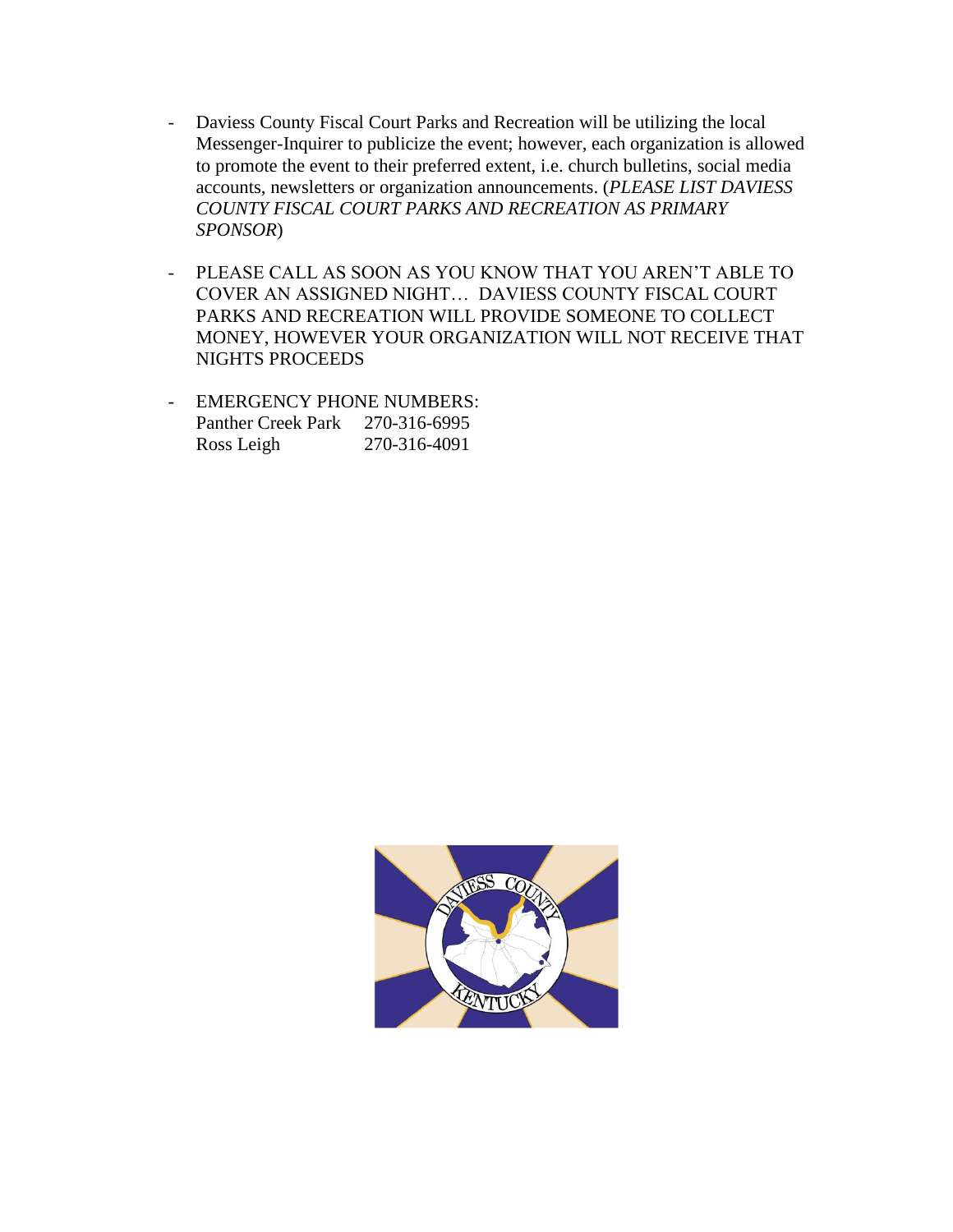- Daviess County Fiscal Court Parks and Recreation will be utilizing the local Messenger-Inquirer to publicize the event; however, each organization is allowed to promote the event to their preferred extent, i.e. church bulletins, social media accounts, newsletters or organization announcements. (*PLEASE LIST DAVIESS COUNTY FISCAL COURT PARKS AND RECREATION AS PRIMARY SPONSOR*)

- PLEASE CALL AS SOON AS YOU KNOW THAT YOU AREN'T ABLE TO COVER AN ASSIGNED NIGHT… DAVIESS COUNTY FISCAL COURT PARKS AND RECREATION WILL PROVIDE SOMEONE TO COLLECT MONEY, HOWEVER YOUR ORGANIZATION WILL NOT RECEIVE THAT NIGHTS PROCEEDS

- EMERGENCY PHONE NUMBERS:
  Panther Creek Park 270-316-6995
  Ross Leigh 270-316-4091